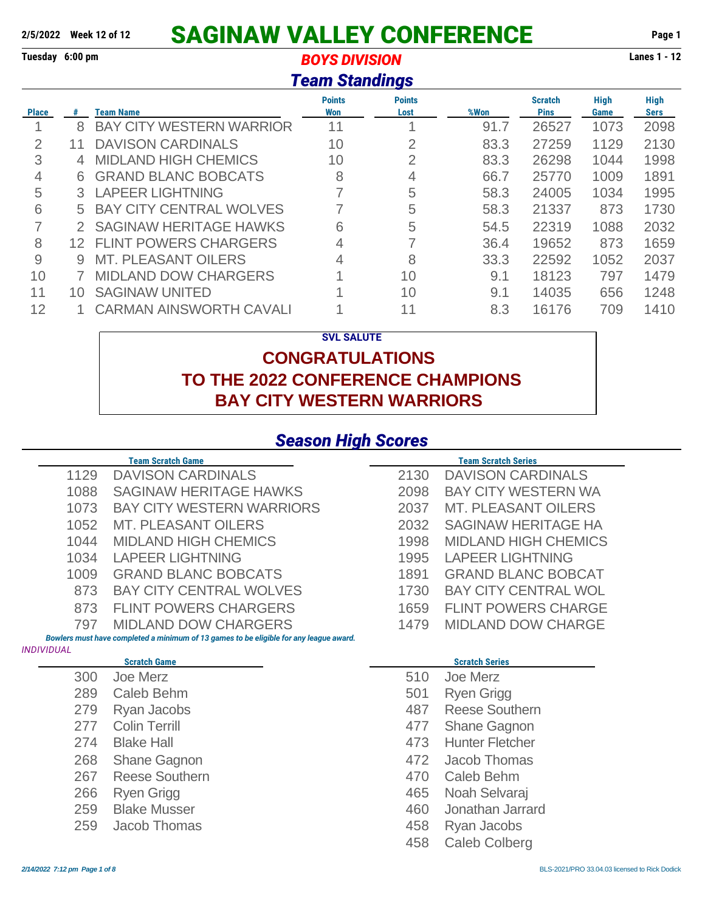2/5/2022 Week 12 of 12

# SAGINAW VALLEY CONFERENCE

Tuesday 6:00 pm

## BOYS DIVISION

Lanes 1 - 12

## Team Standings

| Place | # | Team Name | Points Won | Points Lost | %Won | Scratch Pins | High Game | High Sers |
|---|---|---|---|---|---|---|---|---|
| 1 | 8 | BAY CITY WESTERN WARRIOR | 11 | 1 | 91.7 | 26527 | 1073 | 2098 |
| 2 | 11 | DAVISON CARDINALS | 10 | 2 | 83.3 | 27259 | 1129 | 2130 |
| 3 | 4 | MIDLAND HIGH CHEMICS | 10 | 2 | 83.3 | 26298 | 1044 | 1998 |
| 4 | 6 | GRAND BLANC BOBCATS | 8 | 4 | 66.7 | 25770 | 1009 | 1891 |
| 5 | 3 | LAPEER LIGHTNING | 7 | 5 | 58.3 | 24005 | 1034 | 1995 |
| 6 | 5 | BAY CITY CENTRAL WOLVES | 7 | 5 | 58.3 | 21337 | 873 | 1730 |
| 7 | 2 | SAGINAW HERITAGE HAWKS | 6 | 5 | 54.5 | 22319 | 1088 | 2032 |
| 8 | 12 | FLINT POWERS CHARGERS | 4 | 7 | 36.4 | 19652 | 873 | 1659 |
| 9 | 9 | MT. PLEASANT OILERS | 4 | 8 | 33.3 | 22592 | 1052 | 2037 |
| 10 | 7 | MIDLAND DOW CHARGERS | 1 | 10 | 9.1 | 18123 | 797 | 1479 |
| 11 | 10 | SAGINAW UNITED | 1 | 10 | 9.1 | 14035 | 656 | 1248 |
| 12 | 1 | CARMAN AINSWORTH CAVALI | 1 | 11 | 8.3 | 16176 | 709 | 1410 |

**SVL SALUTE**

**CONGRATULATIONS**
**TO THE 2022 CONFERENCE CHAMPIONS**
**BAY CITY WESTERN WARRIORS**

## Season High Scores

| Team Scratch Game | | Team Scratch Series | |
|---|---|---|---|
| 1129 | DAVISON CARDINALS | 2130 | DAVISON CARDINALS |
| 1088 | SAGINAW HERITAGE HAWKS | 2098 | BAY CITY WESTERN WA |
| 1073 | BAY CITY WESTERN WARRIORS | 2037 | MT. PLEASANT OILERS |
| 1052 | MT. PLEASANT OILERS | 2032 | SAGINAW HERITAGE HA |
| 1044 | MIDLAND HIGH CHEMICS | 1998 | MIDLAND HIGH CHEMICS |
| 1034 | LAPEER LIGHTNING | 1995 | LAPEER LIGHTNING |
| 1009 | GRAND BLANC BOBCATS | 1891 | GRAND BLANC BOBCAT |
| 873 | BAY CITY CENTRAL WOLVES | 1730 | BAY CITY CENTRAL WOL |
| 873 | FLINT POWERS CHARGERS | 1659 | FLINT POWERS CHARGE |
| 797 | MIDLAND DOW CHARGERS | 1479 | MIDLAND DOW CHARGE |

*Bowlers must have completed a minimum of 13 games to be eligible for any league award.*

*INDIVIDUAL*

| Scratch Game | | Scratch Series | |
|---|---|---|---|
| 300 | Joe Merz | 510 | Joe Merz |
| 289 | Caleb Behm | 501 | Ryen Grigg |
| 279 | Ryan Jacobs | 487 | Reese Southern |
| 277 | Colin Terrill | 477 | Shane Gagnon |
| 274 | Blake Hall | 473 | Hunter Fletcher |
| 268 | Shane Gagnon | 472 | Jacob Thomas |
| 267 | Reese Southern | 470 | Caleb Behm |
| 266 | Ryen Grigg | 465 | Noah Selvaraj |
| 259 | Blake Musser | 460 | Jonathan Jarrard |
| 259 | Jacob Thomas | 458 | Ryan Jacobs |
| | | 458 | Caleb Colberg |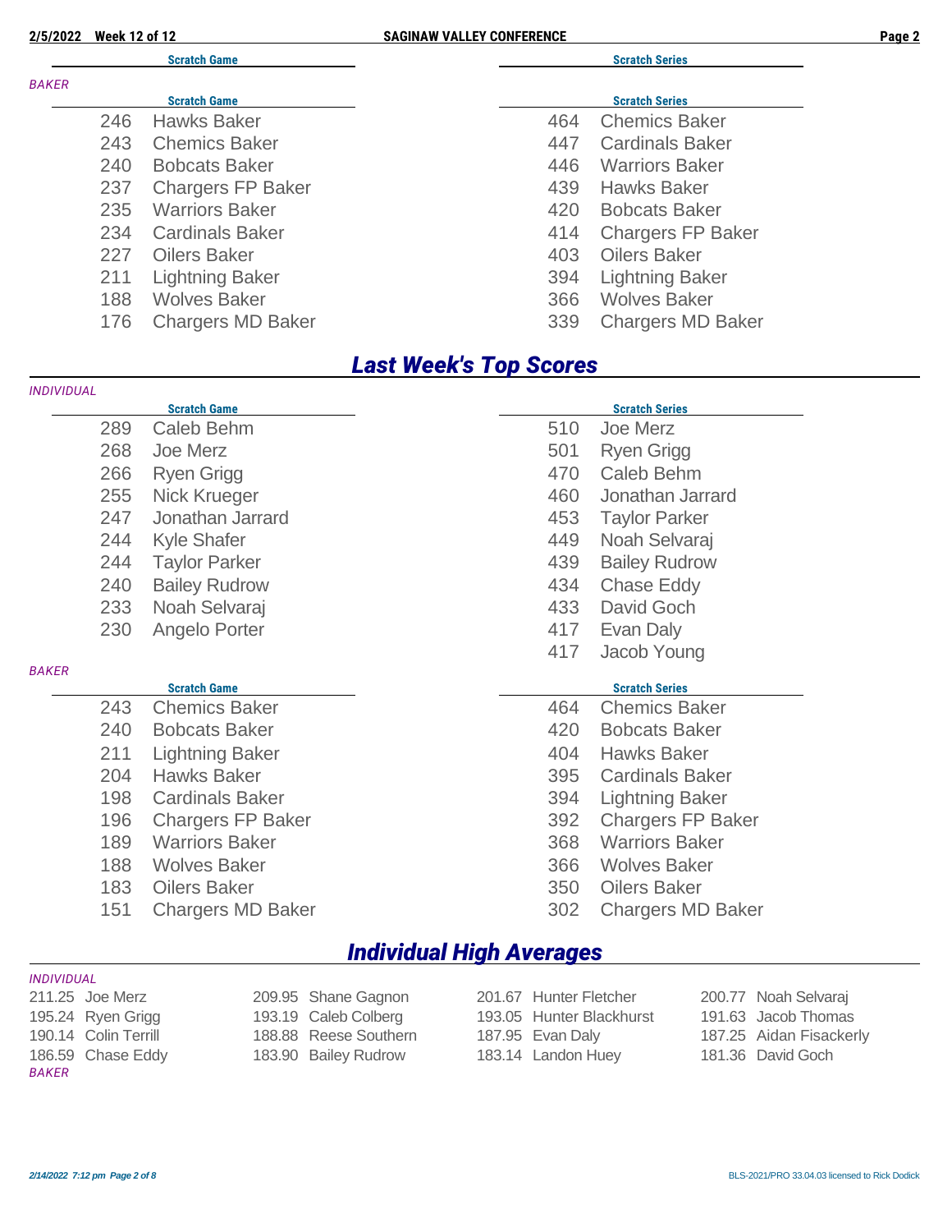| Scratch Game | | Scratch Series | |
|---|---|---|---|

*BAKER*

| Scratch Game | | Scratch Series | |
|---|---|---|---|
| 246 | Hawks Baker | 464 | Chemics Baker |
| 243 | Chemics Baker | 447 | Cardinals Baker |
| 240 | Bobcats Baker | 446 | Warriors Baker |
| 237 | Chargers FP Baker | 439 | Hawks Baker |
| 235 | Warriors Baker | 420 | Bobcats Baker |
| 234 | Cardinals Baker | 414 | Chargers FP Baker |
| 227 | Oilers Baker | 403 | Oilers Baker |
| 211 | Lightning Baker | 394 | Lightning Baker |
| 188 | Wolves Baker | 366 | Wolves Baker |
| 176 | Chargers MD Baker | 339 | Chargers MD Baker |

## *Last Week's Top Scores*

*INDIVIDUAL*

| Scratch Game | | Scratch Series | |
|---|---|---|---|
| 289 | Caleb Behm | 510 | Joe Merz |
| 268 | Joe Merz | 501 | Ryen Grigg |
| 266 | Ryen Grigg | 470 | Caleb Behm |
| 255 | Nick Krueger | 460 | Jonathan Jarrard |
| 247 | Jonathan Jarrard | 453 | Taylor Parker |
| 244 | Kyle Shafer | 449 | Noah Selvaraj |
| 244 | Taylor Parker | 439 | Bailey Rudrow |
| 240 | Bailey Rudrow | 434 | Chase Eddy |
| 233 | Noah Selvaraj | 433 | David Goch |
| 230 | Angelo Porter | 417 | Evan Daly |
| | | 417 | Jacob Young |

*BAKER*

| Scratch Game | | Scratch Series | |
|---|---|---|---|
| 243 | Chemics Baker | 464 | Chemics Baker |
| 240 | Bobcats Baker | 420 | Bobcats Baker |
| 211 | Lightning Baker | 404 | Hawks Baker |
| 204 | Hawks Baker | 395 | Cardinals Baker |
| 198 | Cardinals Baker | 394 | Lightning Baker |
| 196 | Chargers FP Baker | 392 | Chargers FP Baker |
| 189 | Warriors Baker | 368 | Warriors Baker |
| 188 | Wolves Baker | 366 | Wolves Baker |
| 183 | Oilers Baker | 350 | Oilers Baker |
| 151 | Chargers MD Baker | 302 | Chargers MD Baker |

## *Individual High Averages*

*INDIVIDUAL*

| | | | | | | | |
|---|---|---|---|---|---|---|---|
| 211.25 | Joe Merz | 209.95 | Shane Gagnon | 201.67 | Hunter Fletcher | 200.77 | Noah Selvaraj |
| 195.24 | Ryen Grigg | 193.19 | Caleb Colberg | 193.05 | Hunter Blackhurst | 191.63 | Jacob Thomas |
| 190.14 | Colin Terrill | 188.88 | Reese Southern | 187.95 | Evan Daly | 187.25 | Aidan Fisackerly |
| 186.59 | Chase Eddy | 183.90 | Bailey Rudrow | 183.14 | Landon Huey | 181.36 | David Goch |

*BAKER*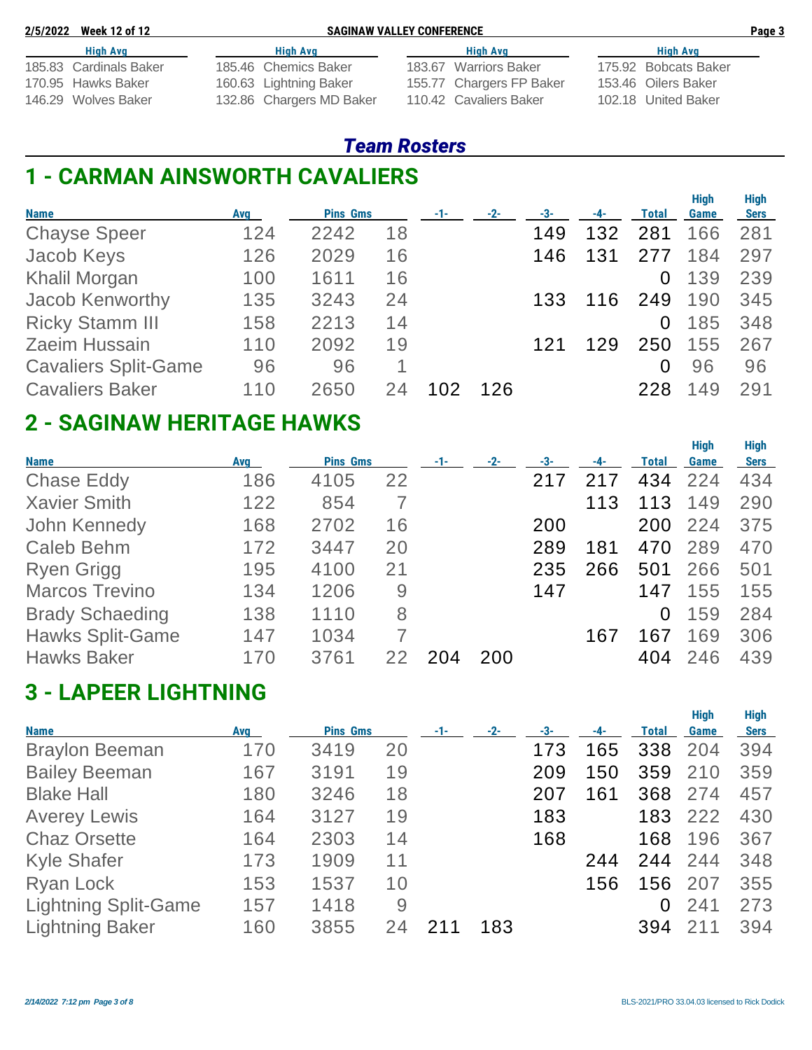| High Avg | High Avg | High Avg | High Avg |
|---|---|---|---|
| 185.83 Cardinals Baker | 185.46 Chemics Baker | 183.67 Warriors Baker | 175.92 Bobcats Baker |
| 170.95 Hawks Baker | 160.63 Lightning Baker | 155.77 Chargers FP Baker | 153.46 Oilers Baker |
| 146.29 Wolves Baker | 132.86 Chargers MD Baker | 110.42 Cavaliers Baker | 102.18 United Baker |

## *Team Rosters*

# 1 - CARMAN AINSWORTH CAVALIERS

| Name | Avg | Pins | Gms | -1- | -2- | -3- | -4- | Total | High Game | High Sers |
|---|---|---|---|---|---|---|---|---|---|---|
| Chayse Speer | 124 | 2242 | 18 | | | 149 | 132 | 281 | 166 | 281 |
| Jacob Keys | 126 | 2029 | 16 | | | 146 | 131 | 277 | 184 | 297 |
| Khalil Morgan | 100 | 1611 | 16 | | | | | 0 | 139 | 239 |
| Jacob Kenworthy | 135 | 3243 | 24 | | | 133 | 116 | 249 | 190 | 345 |
| Ricky Stamm III | 158 | 2213 | 14 | | | | | 0 | 185 | 348 |
| Zaeim Hussain | 110 | 2092 | 19 | | | 121 | 129 | 250 | 155 | 267 |
| Cavaliers Split-Game | 96 | 96 | 1 | | | | | 0 | 96 | 96 |
| Cavaliers Baker | 110 | 2650 | 24 | 102 | 126 | | | 228 | 149 | 291 |

# 2 - SAGINAW HERITAGE HAWKS

| Name | Avg | Pins | Gms | -1- | -2- | -3- | -4- | Total | High Game | High Sers |
|---|---|---|---|---|---|---|---|---|---|---|
| Chase Eddy | 186 | 4105 | 22 | | | 217 | 217 | 434 | 224 | 434 |
| Xavier Smith | 122 | 854 | 7 | | | | 113 | 113 | 149 | 290 |
| John Kennedy | 168 | 2702 | 16 | | | 200 | | 200 | 224 | 375 |
| Caleb Behm | 172 | 3447 | 20 | | | 289 | 181 | 470 | 289 | 470 |
| Ryen Grigg | 195 | 4100 | 21 | | | 235 | 266 | 501 | 266 | 501 |
| Marcos Trevino | 134 | 1206 | 9 | | | 147 | | 147 | 155 | 155 |
| Brady Schaeding | 138 | 1110 | 8 | | | | | 0 | 159 | 284 |
| Hawks Split-Game | 147 | 1034 | 7 | | | | 167 | 167 | 169 | 306 |
| Hawks Baker | 170 | 3761 | 22 | 204 | 200 | | | 404 | 246 | 439 |

# 3 - LAPEER LIGHTNING

| Name | Avg | Pins | Gms | -1- | -2- | -3- | -4- | Total | High Game | High Sers |
|---|---|---|---|---|---|---|---|---|---|---|
| Braylon Beeman | 170 | 3419 | 20 | | | 173 | 165 | 338 | 204 | 394 |
| Bailey Beeman | 167 | 3191 | 19 | | | 209 | 150 | 359 | 210 | 359 |
| Blake Hall | 180 | 3246 | 18 | | | 207 | 161 | 368 | 274 | 457 |
| Averey Lewis | 164 | 3127 | 19 | | | 183 | | 183 | 222 | 430 |
| Chaz Orsette | 164 | 2303 | 14 | | | 168 | | 168 | 196 | 367 |
| Kyle Shafer | 173 | 1909 | 11 | | | | 244 | 244 | 244 | 348 |
| Ryan Lock | 153 | 1537 | 10 | | | | 156 | 156 | 207 | 355 |
| Lightning Split-Game | 157 | 1418 | 9 | | | | | 0 | 241 | 273 |
| Lightning Baker | 160 | 3855 | 24 | 211 | 183 | | | 394 | 211 | 394 |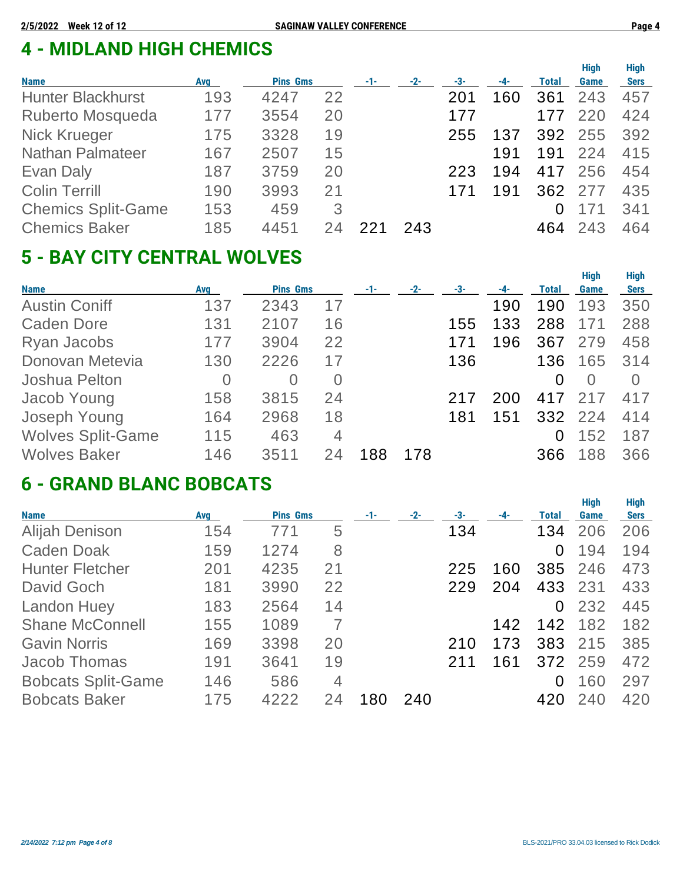## 4 - MIDLAND HIGH CHEMICS

| Name | Avg | Pins | Gms | -1- | -2- | -3- | -4- | Total | High Game | High Sers |
|---|---|---|---|---|---|---|---|---|---|---|
| Hunter Blackhurst | 193 | 4247 | 22 | | | 201 | 160 | 361 | 243 | 457 |
| Ruberto Mosqueda | 177 | 3554 | 20 | | | 177 | | 177 | 220 | 424 |
| Nick Krueger | 175 | 3328 | 19 | | | 255 | 137 | 392 | 255 | 392 |
| Nathan Palmateer | 167 | 2507 | 15 | | | | 191 | 191 | 224 | 415 |
| Evan Daly | 187 | 3759 | 20 | | | 223 | 194 | 417 | 256 | 454 |
| Colin Terrill | 190 | 3993 | 21 | | | 171 | 191 | 362 | 277 | 435 |
| Chemics Split-Game | 153 | 459 | 3 | | | | | 0 | 171 | 341 |
| Chemics Baker | 185 | 4451 | 24 | 221 | 243 | | | 464 | 243 | 464 |

## 5 - BAY CITY CENTRAL WOLVES

| Name | Avg | Pins | Gms | -1- | -2- | -3- | -4- | Total | High Game | High Sers |
|---|---|---|---|---|---|---|---|---|---|---|
| Austin Coniff | 137 | 2343 | 17 | | | | 190 | 190 | 193 | 350 |
| Caden Dore | 131 | 2107 | 16 | | | 155 | 133 | 288 | 171 | 288 |
| Ryan Jacobs | 177 | 3904 | 22 | | | 171 | 196 | 367 | 279 | 458 |
| Donovan Metevia | 130 | 2226 | 17 | | | 136 | | 136 | 165 | 314 |
| Joshua Pelton | 0 | 0 | 0 | | | | | 0 | 0 | 0 |
| Jacob Young | 158 | 3815 | 24 | | | 217 | 200 | 417 | 217 | 417 |
| Joseph Young | 164 | 2968 | 18 | | | 181 | 151 | 332 | 224 | 414 |
| Wolves Split-Game | 115 | 463 | 4 | | | | | 0 | 152 | 187 |
| Wolves Baker | 146 | 3511 | 24 | 188 | 178 | | | 366 | 188 | 366 |

## 6 - GRAND BLANC BOBCATS

| Name | Avg | Pins | Gms | -1- | -2- | -3- | -4- | Total | High Game | High Sers |
|---|---|---|---|---|---|---|---|---|---|---|
| Alijah Denison | 154 | 771 | 5 | | | 134 | | 134 | 206 | 206 |
| Caden Doak | 159 | 1274 | 8 | | | | | 0 | 194 | 194 |
| Hunter Fletcher | 201 | 4235 | 21 | | | 225 | 160 | 385 | 246 | 473 |
| David Goch | 181 | 3990 | 22 | | | 229 | 204 | 433 | 231 | 433 |
| Landon Huey | 183 | 2564 | 14 | | | | | 0 | 232 | 445 |
| Shane McConnell | 155 | 1089 | 7 | | | | 142 | 142 | 182 | 182 |
| Gavin Norris | 169 | 3398 | 20 | | | 210 | 173 | 383 | 215 | 385 |
| Jacob Thomas | 191 | 3641 | 19 | | | 211 | 161 | 372 | 259 | 472 |
| Bobcats Split-Game | 146 | 586 | 4 | | | | | 0 | 160 | 297 |
| Bobcats Baker | 175 | 4222 | 24 | 180 | 240 | | | 420 | 240 | 420 |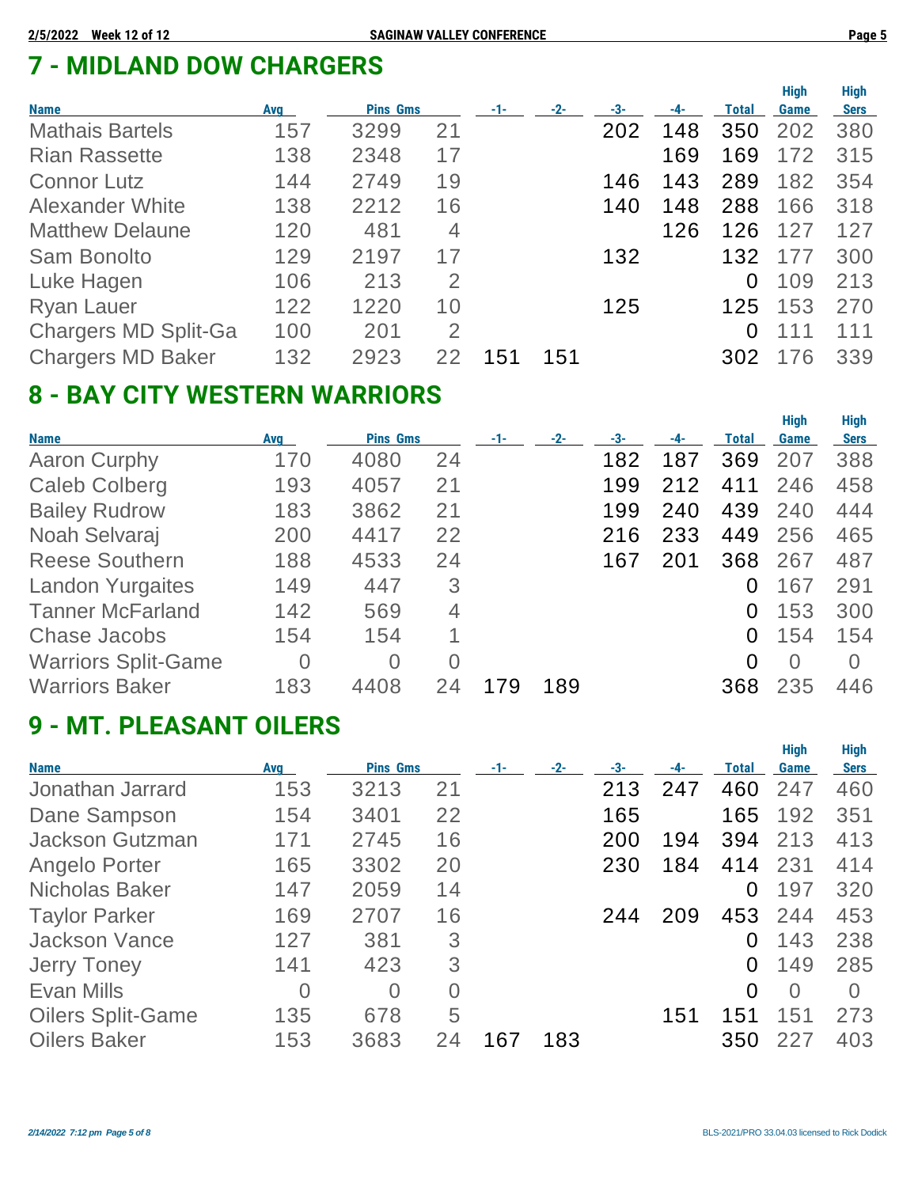## 7 - MIDLAND DOW CHARGERS

| Name | Avg | Pins | Gms | -1- | -2- | -3- | -4- | Total | High Game | High Sers |
|---|---|---|---|---|---|---|---|---|---|---|
| Mathais Bartels | 157 | 3299 | 21 | | | 202 | 148 | 350 | 202 | 380 |
| Rian Rassette | 138 | 2348 | 17 | | | | 169 | 169 | 172 | 315 |
| Connor Lutz | 144 | 2749 | 19 | | | 146 | 143 | 289 | 182 | 354 |
| Alexander White | 138 | 2212 | 16 | | | 140 | 148 | 288 | 166 | 318 |
| Matthew Delaune | 120 | 481 | 4 | | | | 126 | 126 | 127 | 127 |
| Sam Bonolto | 129 | 2197 | 17 | | | 132 | | 132 | 177 | 300 |
| Luke Hagen | 106 | 213 | 2 | | | | | 0 | 109 | 213 |
| Ryan Lauer | 122 | 1220 | 10 | | | 125 | | 125 | 153 | 270 |
| Chargers MD Split-Ga | 100 | 201 | 2 | | | | | 0 | 111 | 111 |
| Chargers MD Baker | 132 | 2923 | 22 | 151 | 151 | | | 302 | 176 | 339 |

## 8 - BAY CITY WESTERN WARRIORS

| Name | Avg | Pins | Gms | -1- | -2- | -3- | -4- | Total | High Game | High Sers |
|---|---|---|---|---|---|---|---|---|---|---|
| Aaron Curphy | 170 | 4080 | 24 | | | 182 | 187 | 369 | 207 | 388 |
| Caleb Colberg | 193 | 4057 | 21 | | | 199 | 212 | 411 | 246 | 458 |
| Bailey Rudrow | 183 | 3862 | 21 | | | 199 | 240 | 439 | 240 | 444 |
| Noah Selvaraj | 200 | 4417 | 22 | | | 216 | 233 | 449 | 256 | 465 |
| Reese Southern | 188 | 4533 | 24 | | | 167 | 201 | 368 | 267 | 487 |
| Landon Yurgaites | 149 | 447 | 3 | | | | | 0 | 167 | 291 |
| Tanner McFarland | 142 | 569 | 4 | | | | | 0 | 153 | 300 |
| Chase Jacobs | 154 | 154 | 1 | | | | | 0 | 154 | 154 |
| Warriors Split-Game | 0 | 0 | 0 | | | | | 0 | 0 | 0 |
| Warriors Baker | 183 | 4408 | 24 | 179 | 189 | | | 368 | 235 | 446 |

## 9 - MT. PLEASANT OILERS

| Name | Avg | Pins | Gms | -1- | -2- | -3- | -4- | Total | High Game | High Sers |
|---|---|---|---|---|---|---|---|---|---|---|
| Jonathan Jarrard | 153 | 3213 | 21 | | | 213 | 247 | 460 | 247 | 460 |
| Dane Sampson | 154 | 3401 | 22 | | | 165 | | 165 | 192 | 351 |
| Jackson Gutzman | 171 | 2745 | 16 | | | 200 | 194 | 394 | 213 | 413 |
| Angelo Porter | 165 | 3302 | 20 | | | 230 | 184 | 414 | 231 | 414 |
| Nicholas Baker | 147 | 2059 | 14 | | | | | 0 | 197 | 320 |
| Taylor Parker | 169 | 2707 | 16 | | | 244 | 209 | 453 | 244 | 453 |
| Jackson Vance | 127 | 381 | 3 | | | | | 0 | 143 | 238 |
| Jerry Toney | 141 | 423 | 3 | | | | | 0 | 149 | 285 |
| Evan Mills | 0 | 0 | 0 | | | | | 0 | 0 | 0 |
| Oilers Split-Game | 135 | 678 | 5 | | | | 151 | 151 | 151 | 273 |
| Oilers Baker | 153 | 3683 | 24 | 167 | 183 | | | 350 | 227 | 403 |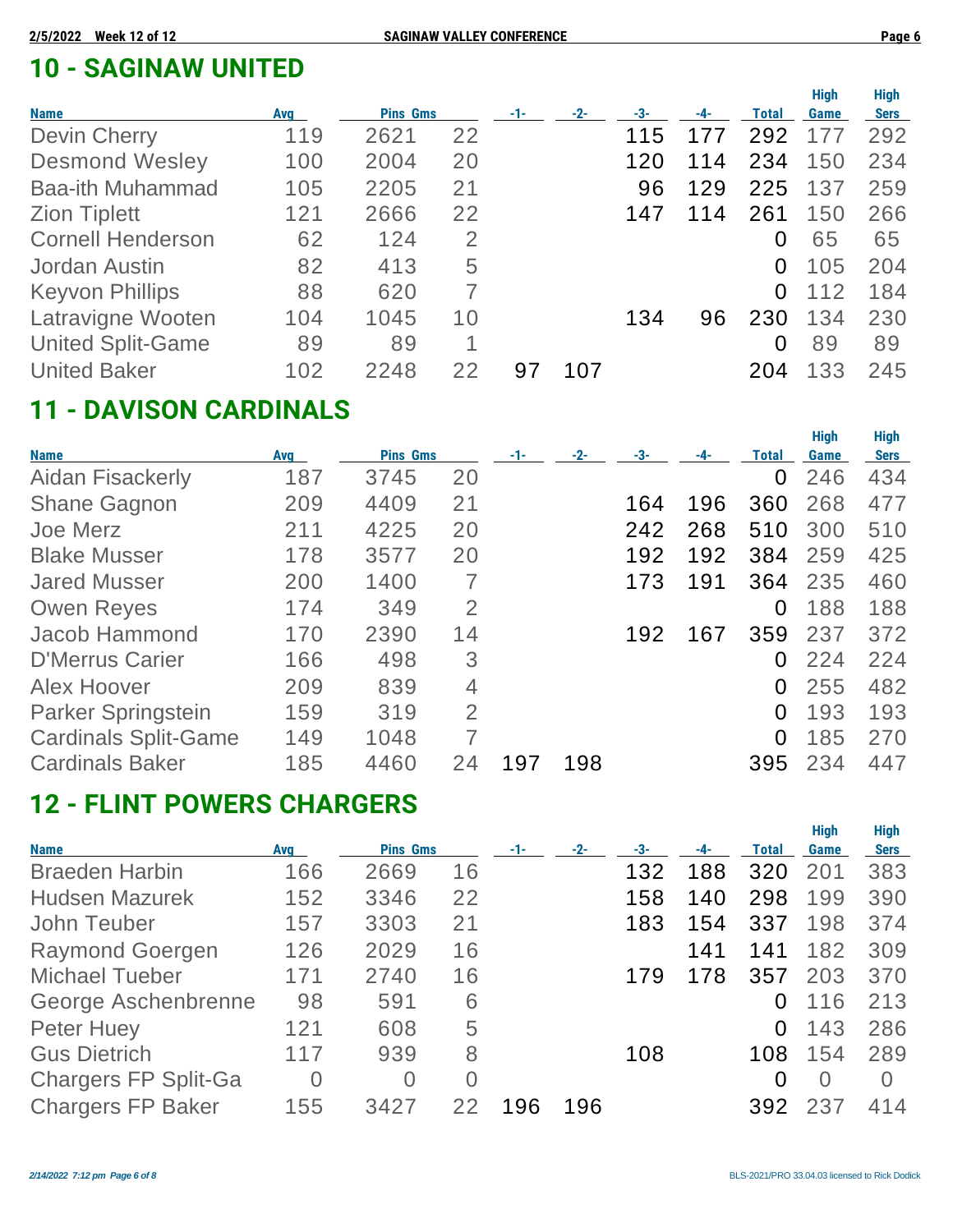## 10 - SAGINAW UNITED

| Name | Avg | Pins | Gms | -1- | -2- | -3- | -4- | Total | High Game | High Sers |
|---|---|---|---|---|---|---|---|---|---|---|
| Devin Cherry | 119 | 2621 | 22 | | | 115 | 177 | 292 | 177 | 292 |
| Desmond Wesley | 100 | 2004 | 20 | | | 120 | 114 | 234 | 150 | 234 |
| Baa-ith Muhammad | 105 | 2205 | 21 | | | 96 | 129 | 225 | 137 | 259 |
| Zion Tiplett | 121 | 2666 | 22 | | | 147 | 114 | 261 | 150 | 266 |
| Cornell Henderson | 62 | 124 | 2 | | | | | 0 | 65 | 65 |
| Jordan Austin | 82 | 413 | 5 | | | | | 0 | 105 | 204 |
| Keyvon Phillips | 88 | 620 | 7 | | | | | 0 | 112 | 184 |
| Latravigne Wooten | 104 | 1045 | 10 | | | 134 | 96 | 230 | 134 | 230 |
| United Split-Game | 89 | 89 | 1 | | | | | 0 | 89 | 89 |
| United Baker | 102 | 2248 | 22 | 97 | 107 | | | 204 | 133 | 245 |

## 11 - DAVISON CARDINALS

| Name | Avg | Pins | Gms | -1- | -2- | -3- | -4- | Total | High Game | High Sers |
|---|---|---|---|---|---|---|---|---|---|---|
| Aidan Fisackerly | 187 | 3745 | 20 | | | | | 0 | 246 | 434 |
| Shane Gagnon | 209 | 4409 | 21 | | | 164 | 196 | 360 | 268 | 477 |
| Joe Merz | 211 | 4225 | 20 | | | 242 | 268 | 510 | 300 | 510 |
| Blake Musser | 178 | 3577 | 20 | | | 192 | 192 | 384 | 259 | 425 |
| Jared Musser | 200 | 1400 | 7 | | | 173 | 191 | 364 | 235 | 460 |
| Owen Reyes | 174 | 349 | 2 | | | | | 0 | 188 | 188 |
| Jacob Hammond | 170 | 2390 | 14 | | | 192 | 167 | 359 | 237 | 372 |
| D'Merrus Carier | 166 | 498 | 3 | | | | | 0 | 224 | 224 |
| Alex Hoover | 209 | 839 | 4 | | | | | 0 | 255 | 482 |
| Parker Springstein | 159 | 319 | 2 | | | | | 0 | 193 | 193 |
| Cardinals Split-Game | 149 | 1048 | 7 | | | | | 0 | 185 | 270 |
| Cardinals Baker | 185 | 4460 | 24 | 197 | 198 | | | 395 | 234 | 447 |

## 12 - FLINT POWERS CHARGERS

| Name | Avg | Pins | Gms | -1- | -2- | -3- | -4- | Total | High Game | High Sers |
|---|---|---|---|---|---|---|---|---|---|---|
| Braeden Harbin | 166 | 2669 | 16 | | | 132 | 188 | 320 | 201 | 383 |
| Hudsen Mazurek | 152 | 3346 | 22 | | | 158 | 140 | 298 | 199 | 390 |
| John Teuber | 157 | 3303 | 21 | | | 183 | 154 | 337 | 198 | 374 |
| Raymond Goergen | 126 | 2029 | 16 | | | | 141 | 141 | 182 | 309 |
| Michael Tueber | 171 | 2740 | 16 | | | 179 | 178 | 357 | 203 | 370 |
| George Aschenbrenne | 98 | 591 | 6 | | | | | 0 | 116 | 213 |
| Peter Huey | 121 | 608 | 5 | | | | | 0 | 143 | 286 |
| Gus Dietrich | 117 | 939 | 8 | | | 108 | | 108 | 154 | 289 |
| Chargers FP Split-Ga | 0 | 0 | 0 | | | | | 0 | 0 | 0 |
| Chargers FP Baker | 155 | 3427 | 22 | 196 | 196 | | | 392 | 237 | 414 |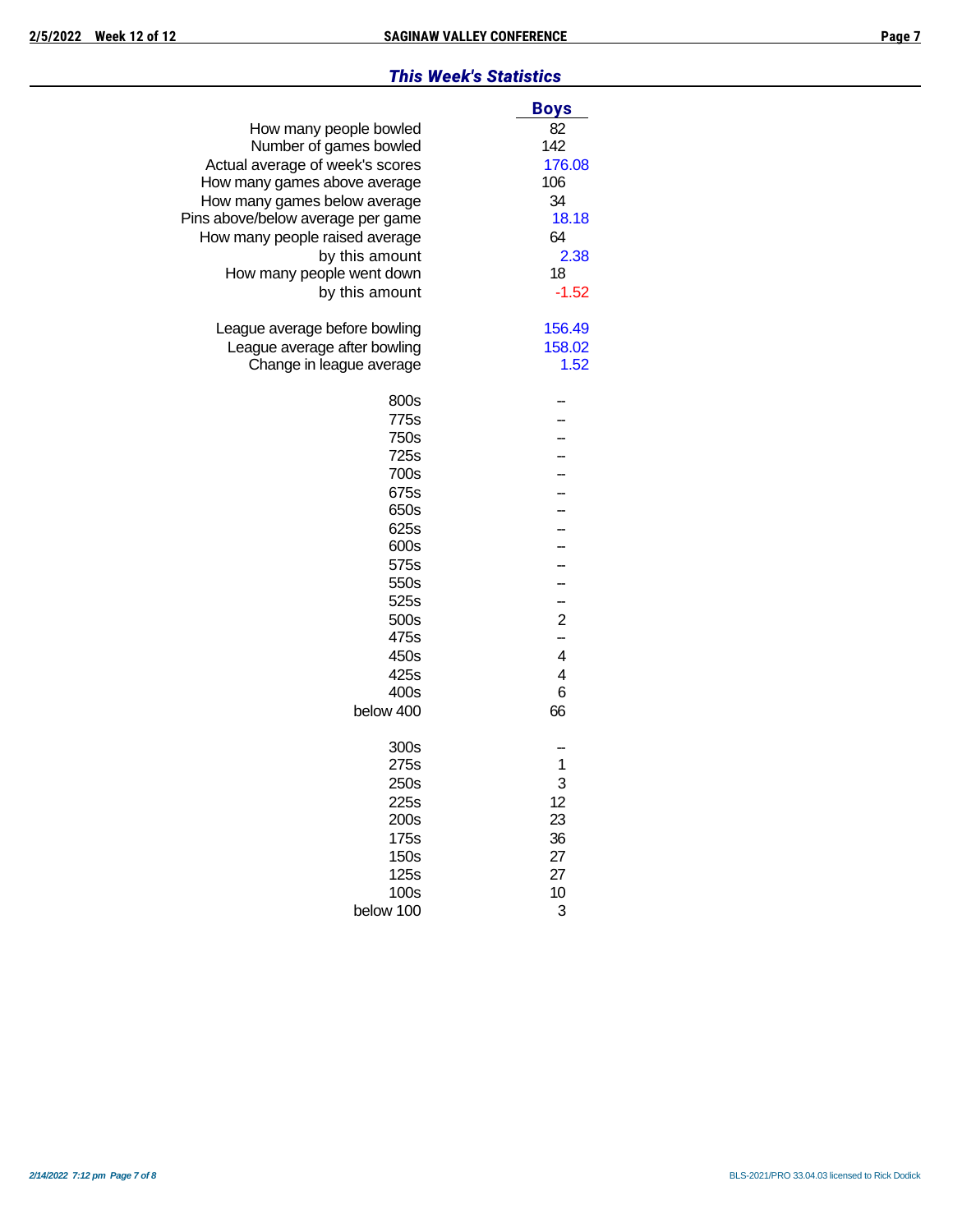## This Week's Statistics

| | Boys |
|---|---|
| How many people bowled | 82 |
| Number of games bowled | 142 |
| Actual average of week's scores | 176.08 |
| How many games above average | 106 |
| How many games below average | 34 |
| Pins above/below average per game | 18.18 |
| How many people raised average | 64 |
| by this amount | 2.38 |
| How many people went down | 18 |
| by this amount | -1.52 |
| | |
| League average before bowling | 156.49 |
| League average after bowling | 158.02 |
| Change in league average | 1.52 |
| | |
| 800s | -- |
| 775s | -- |
| 750s | -- |
| 725s | -- |
| 700s | -- |
| 675s | -- |
| 650s | -- |
| 625s | -- |
| 600s | -- |
| 575s | -- |
| 550s | -- |
| 525s | -- |
| 500s | 2 |
| 475s | -- |
| 450s | 4 |
| 425s | 4 |
| 400s | 6 |
| below 400 | 66 |
| | |
| 300s | -- |
| 275s | 1 |
| 250s | 3 |
| 225s | 12 |
| 200s | 23 |
| 175s | 36 |
| 150s | 27 |
| 125s | 27 |
| 100s | 10 |
| below 100 | 3 |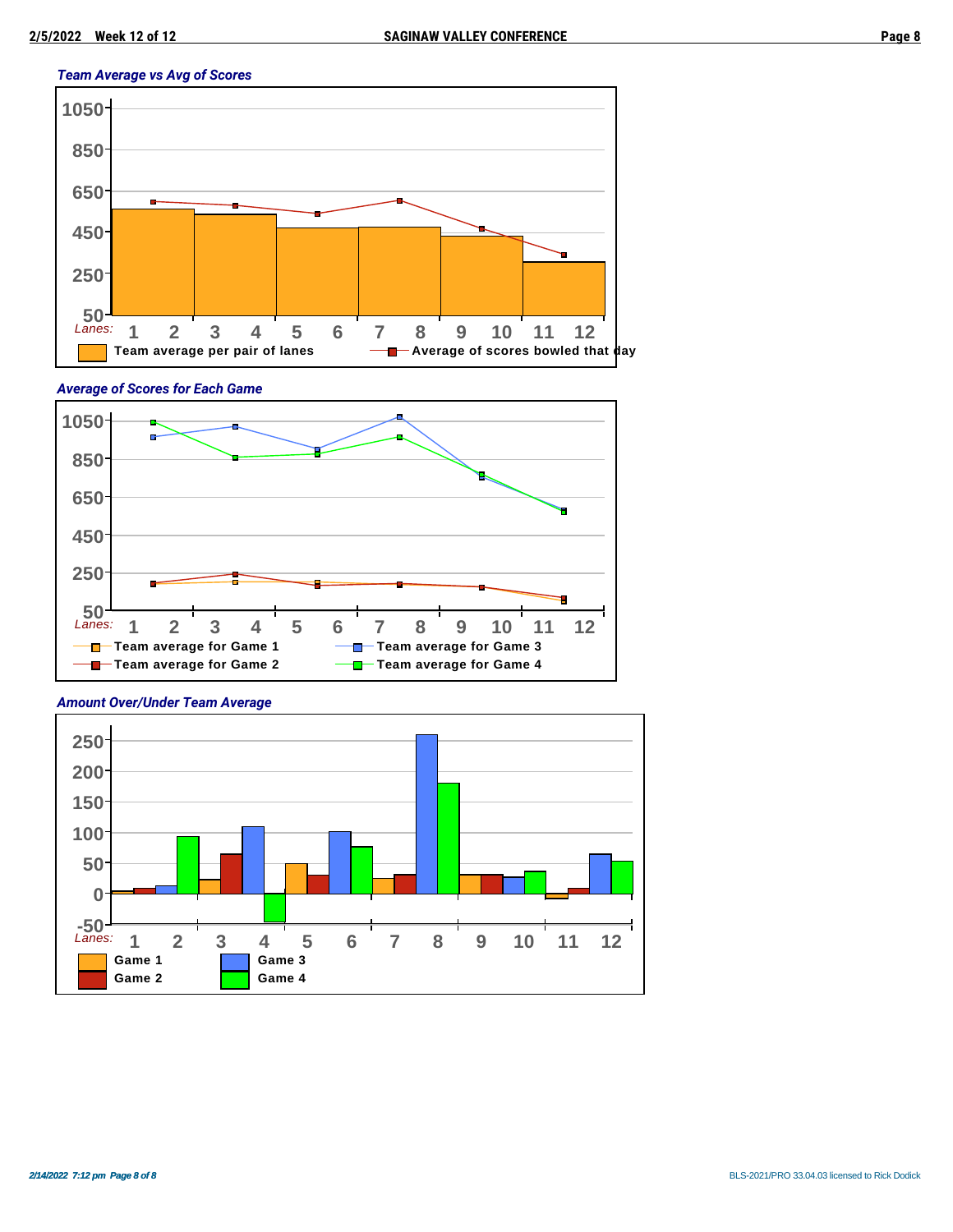### Team Average vs Avg of Scores

1050
850
650
450
250
50
Lanes: 1 2 3 4 5 6 7 8 9 10 11 12

Team average per pair of lanes
Average of scores bowled that day

### Average of Scores for Each Game

1050
850
650
450
250
50
Lanes: 1 2 3 4 5 6 7 8 9 10 11 12

Team average for Game 1
Team average for Game 2
Team average for Game 3
Team average for Game 4

### Amount Over/Under Team Average

250
200
150
100
50
0
-50
Lanes: 1 2 3 4 5 6 7 8 9 10 11 12

Game 1
Game 2
Game 3
Game 4